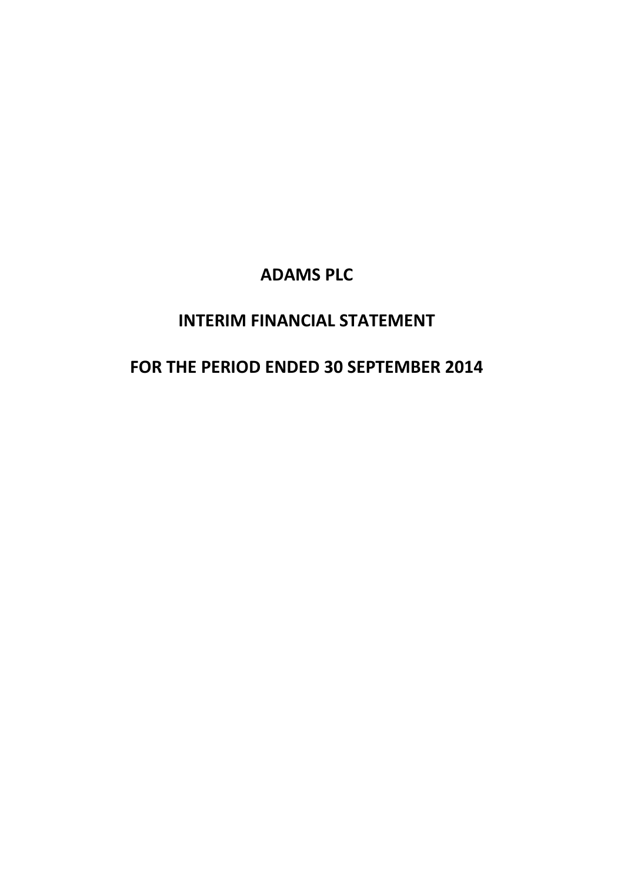# ADAMS PLC

## INTERIM FINANCIAL STATEMENT

## FOR THE PERIOD ENDED 30 SEPTEMBER 2014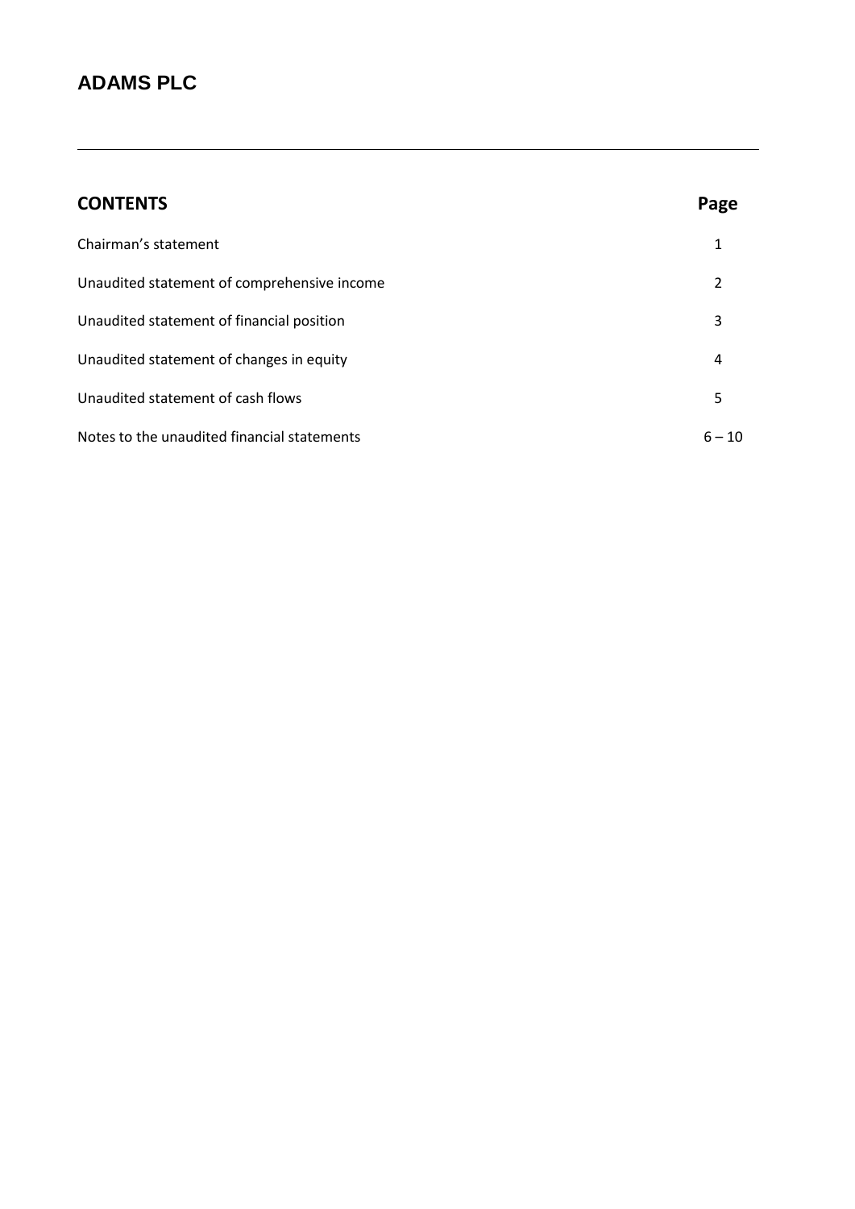# ADAMS PLC

---

| CONTENTS | Page |
| --- | --- |
| Chairman's statement | 1 |
| Unaudited statement of comprehensive income | 2 |
| Unaudited statement of financial position | 3 |
| Unaudited statement of changes in equity | 4 |
| Unaudited statement of cash flows | 5 |
| Notes to the unaudited financial statements | 6 – 10 |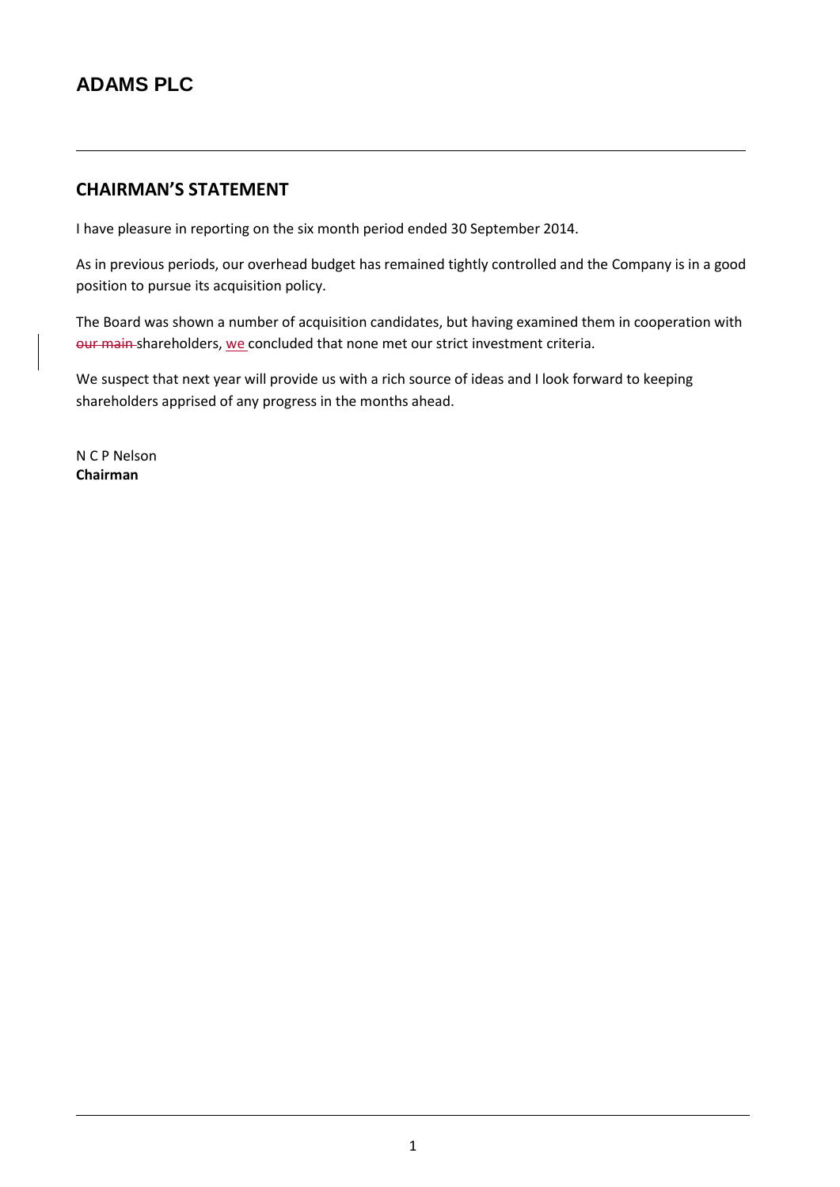# ADAMS PLC

## CHAIRMAN'S STATEMENT

I have pleasure in reporting on the six month period ended 30 September 2014.

As in previous periods, our overhead budget has remained tightly controlled and the Company is in a good position to pursue its acquisition policy.

The Board was shown a number of acquisition candidates, but having examined them in cooperation with ~~our main~~ shareholders, we concluded that none met our strict investment criteria.

We suspect that next year will provide us with a rich source of ideas and I look forward to keeping shareholders apprised of any progress in the months ahead.

N C P Nelson
**Chairman**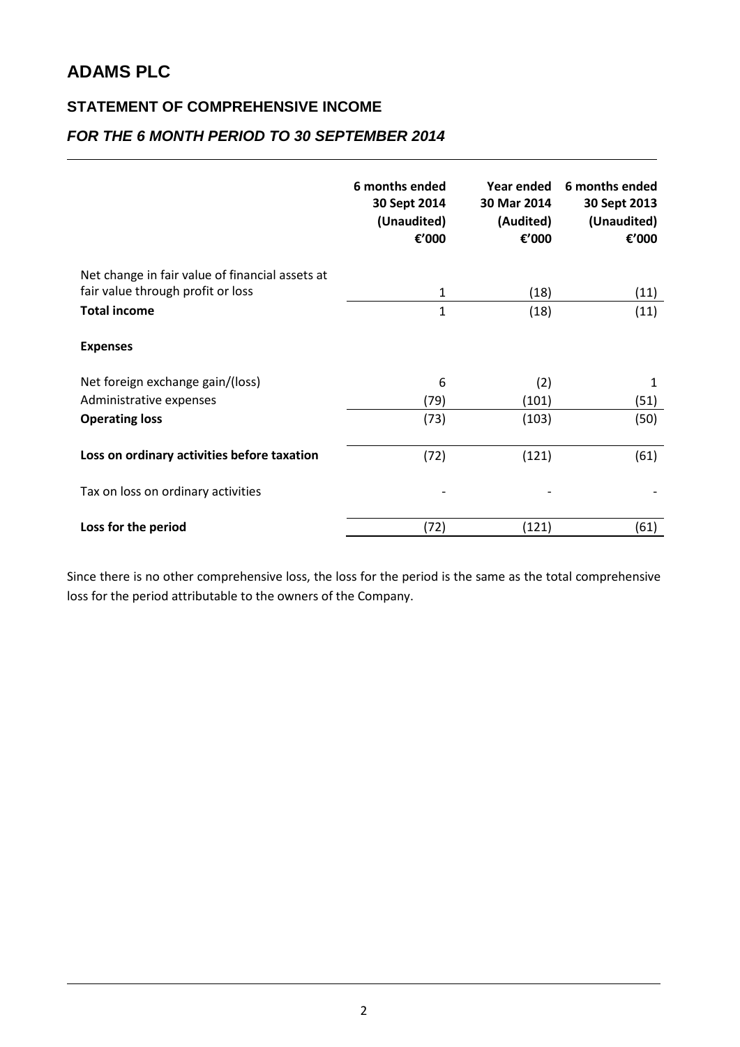# ADAMS PLC

## STATEMENT OF COMPREHENSIVE INCOME

### *FOR THE 6 MONTH PERIOD TO 30 SEPTEMBER 2014*

| | 6 months ended 30 Sept 2014 (Unaudited) €'000 | Year ended 30 Mar 2014 (Audited) €'000 | 6 months ended 30 Sept 2013 (Unaudited) €'000 |
|---|---|---|---|
| Net change in fair value of financial assets at fair value through profit or loss | 1 | (18) | (11) |
| **Total income** | 1 | (18) | (11) |
| **Expenses** | | | |
| Net foreign exchange gain/(loss) | 6 | (2) | 1 |
| Administrative expenses | (79) | (101) | (51) |
| **Operating loss** | (73) | (103) | (50) |
| **Loss on ordinary activities before taxation** | (72) | (121) | (61) |
| Tax on loss on ordinary activities | - | - | - |
| **Loss for the period** | (72) | (121) | (61) |

Since there is no other comprehensive loss, the loss for the period is the same as the total comprehensive loss for the period attributable to the owners of the Company.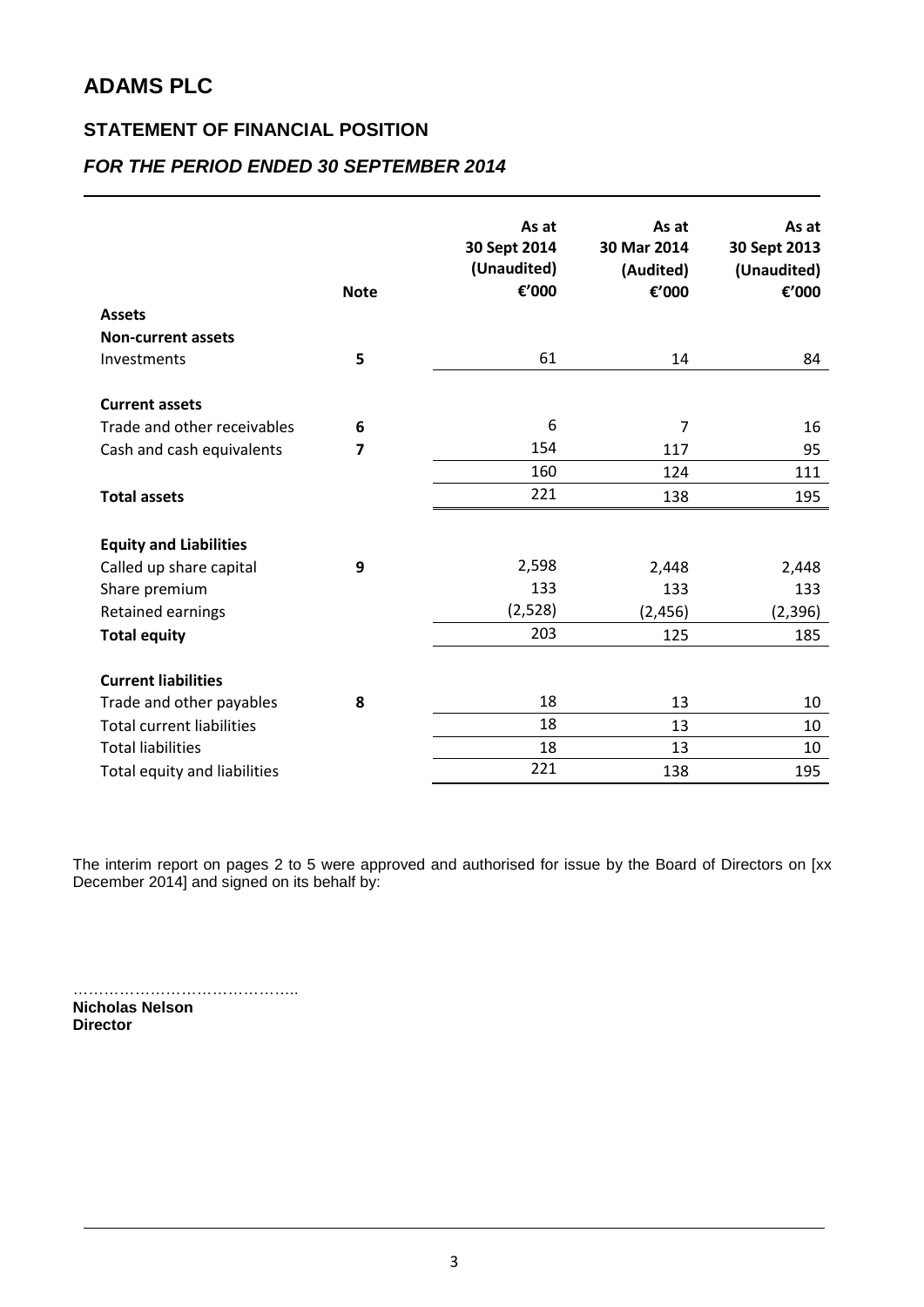# ADAMS PLC

## STATEMENT OF FINANCIAL POSITION

### *FOR THE PERIOD ENDED 30 SEPTEMBER 2014*

| | Note | As at 30 Sept 2014 (Unaudited) €'000 | As at 30 Mar 2014 (Audited) €'000 | As at 30 Sept 2013 (Unaudited) €'000 |
|---|---|---|---|---|
| **Assets** | | | | |
| **Non-current assets** | | | | |
| Investments | **5** | 61 | 14 | 84 |
| **Current assets** | | | | |
| Trade and other receivables | **6** | 6 | 7 | 16 |
| Cash and cash equivalents | **7** | 154 | 117 | 95 |
| | | 160 | 124 | 111 |
| **Total assets** | | 221 | 138 | 195 |
| **Equity and Liabilities** | | | | |
| Called up share capital | **9** | 2,598 | 2,448 | 2,448 |
| Share premium | | 133 | 133 | 133 |
| Retained earnings | | (2,528) | (2,456) | (2,396) |
| **Total equity** | | 203 | 125 | 185 |
| **Current liabilities** | | | | |
| Trade and other payables | **8** | 18 | 13 | 10 |
| Total current liabilities | | 18 | 13 | 10 |
| Total liabilities | | 18 | 13 | 10 |
| Total equity and liabilities | | 221 | 138 | 195 |

The interim report on pages 2 to 5 were approved and authorised for issue by the Board of Directors on [xx December 2014] and signed on its behalf by:

……………………………………..
**Nicholas Nelson**
**Director**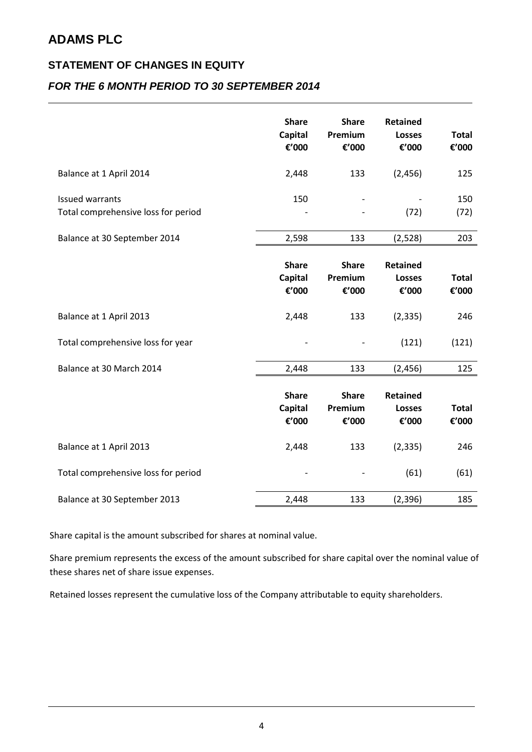# ADAMS PLC

## STATEMENT OF CHANGES IN EQUITY

### *FOR THE 6 MONTH PERIOD TO 30 SEPTEMBER 2014*

| | Share Capital €'000 | Share Premium €'000 | Retained Losses €'000 | Total €'000 |
|---|---|---|---|---|
| Balance at 1 April 2014 | 2,448 | 133 | (2,456) | 125 |
| Issued warrants | 150 | - | - | 150 |
| Total comprehensive loss for period | - | - | (72) | (72) |
| Balance at 30 September 2014 | 2,598 | 133 | (2,528) | 203 |

| | Share Capital €'000 | Share Premium €'000 | Retained Losses €'000 | Total €'000 |
|---|---|---|---|---|
| Balance at 1 April 2013 | 2,448 | 133 | (2,335) | 246 |
| Total comprehensive loss for year | - | - | (121) | (121) |
| Balance at 30 March 2014 | 2,448 | 133 | (2,456) | 125 |

| | Share Capital €'000 | Share Premium €'000 | Retained Losses €'000 | Total €'000 |
|---|---|---|---|---|
| Balance at 1 April 2013 | 2,448 | 133 | (2,335) | 246 |
| Total comprehensive loss for period | - | - | (61) | (61) |
| Balance at 30 September 2013 | 2,448 | 133 | (2,396) | 185 |

Share capital is the amount subscribed for shares at nominal value.

Share premium represents the excess of the amount subscribed for share capital over the nominal value of these shares net of share issue expenses.

Retained losses represent the cumulative loss of the Company attributable to equity shareholders.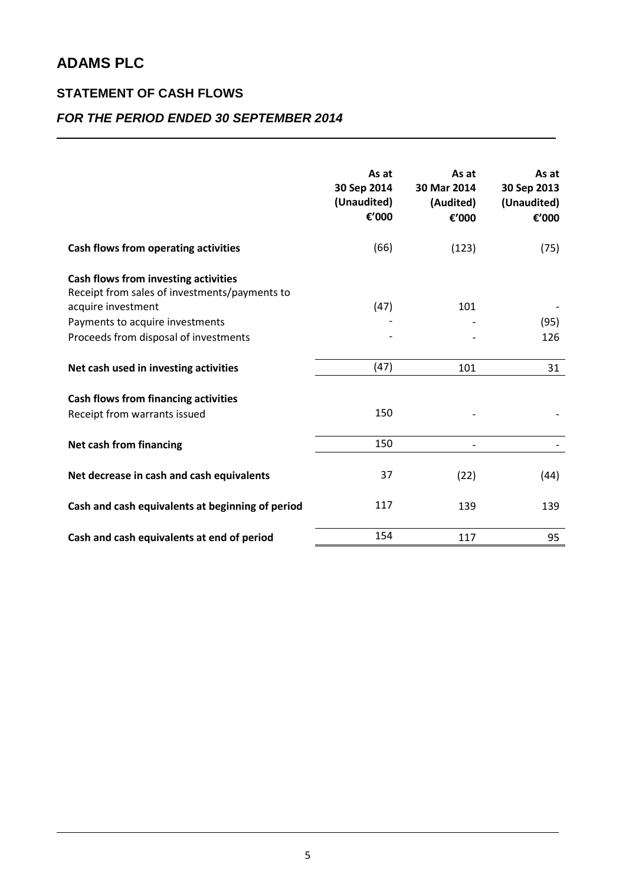# ADAMS PLC

## STATEMENT OF CASH FLOWS

### *FOR THE PERIOD ENDED 30 SEPTEMBER 2014*

| | As at 30 Sep 2014 (Unaudited) €'000 | As at 30 Mar 2014 (Audited) €'000 | As at 30 Sep 2013 (Unaudited) €'000 |
|---|---|---|---|
| **Cash flows from operating activities** | (66) | (123) | (75) |
| **Cash flows from investing activities** | | | |
| Receipt from sales of investments/payments to acquire investment | (47) | 101 | - |
| Payments to acquire investments | - | - | (95) |
| Proceeds from disposal of investments | - | - | 126 |
| **Net cash used in investing activities** | (47) | 101 | 31 |
| **Cash flows from financing activities** | | | |
| Receipt from warrants issued | 150 | - | - |
| **Net cash from financing** | 150 | - | - |
| **Net decrease in cash and cash equivalents** | 37 | (22) | (44) |
| **Cash and cash equivalents at beginning of period** | 117 | 139 | 139 |
| **Cash and cash equivalents at end of period** | 154 | 117 | 95 |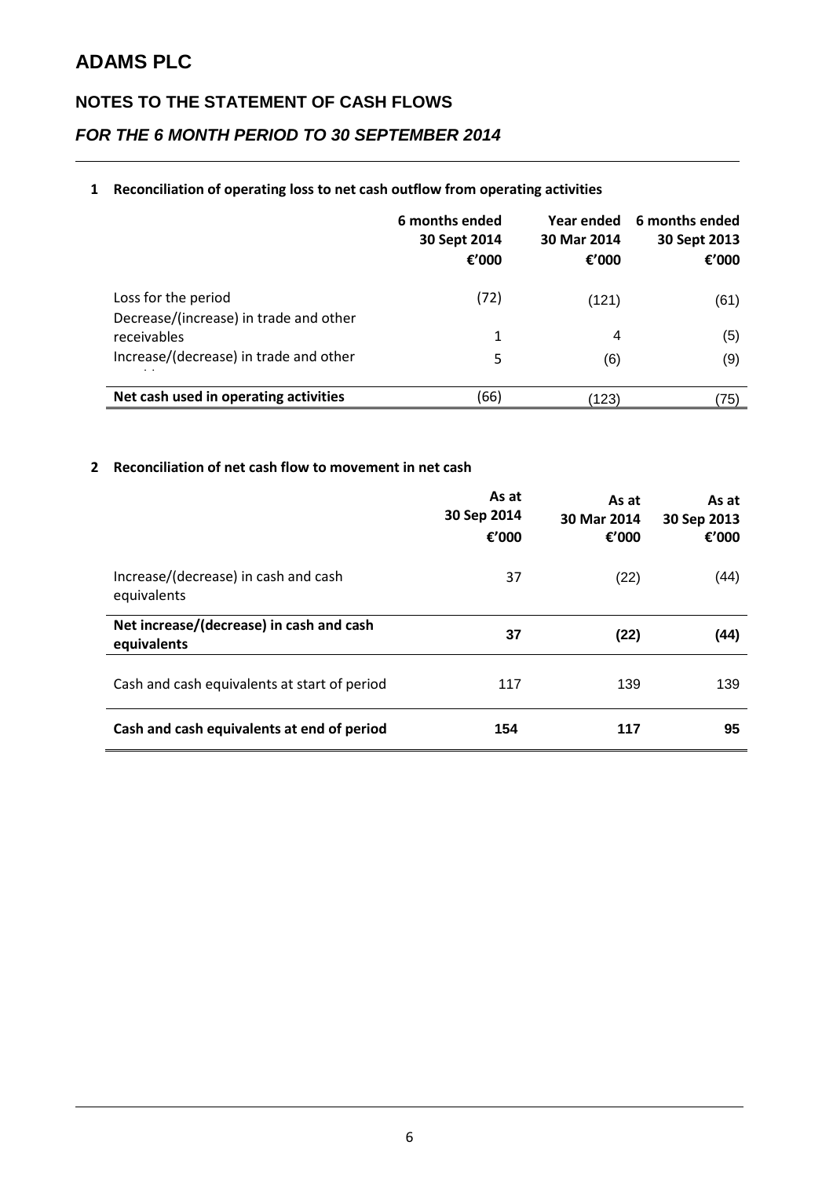# ADAMS PLC

## NOTES TO THE STATEMENT OF CASH FLOWS

### *FOR THE 6 MONTH PERIOD TO 30 SEPTEMBER 2014*

**1 Reconciliation of operating loss to net cash outflow from operating activities**

| | 6 months ended 30 Sept 2014 €'000 | Year ended 30 Mar 2014 €'000 | 6 months ended 30 Sept 2013 €'000 |
|---|---|---|---|
| Loss for the period | (72) | (121) | (61) |
| Decrease/(increase) in trade and other receivables | 1 | 4 | (5) |
| Increase/(decrease) in trade and other payables | 5 | (6) | (9) |
| **Net cash used in operating activities** | (66) | (123) | (75) |

**2 Reconciliation of net cash flow to movement in net cash**

| | As at 30 Sep 2014 €'000 | As at 30 Mar 2014 €'000 | As at 30 Sep 2013 €'000 |
|---|---|---|---|
| Increase/(decrease) in cash and cash equivalents | 37 | (22) | (44) |
| **Net increase/(decrease) in cash and cash equivalents** | **37** | **(22)** | **(44)** |
| Cash and cash equivalents at start of period | 117 | 139 | 139 |
| **Cash and cash equivalents at end of period** | **154** | **117** | **95** |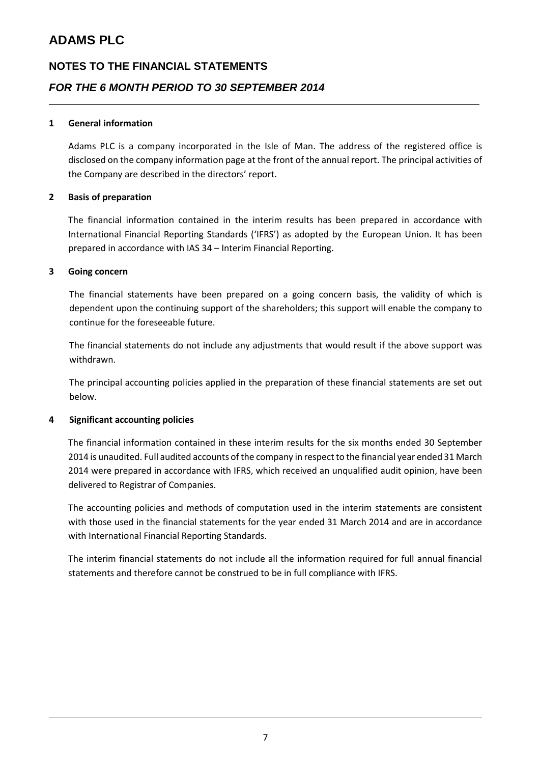# ADAMS PLC

## NOTES TO THE FINANCIAL STATEMENTS

## *FOR THE 6 MONTH PERIOD TO 30 SEPTEMBER 2014*

### 1 General information

Adams PLC is a company incorporated in the Isle of Man. The address of the registered office is disclosed on the company information page at the front of the annual report. The principal activities of the Company are described in the directors' report.

### 2 Basis of preparation

The financial information contained in the interim results has been prepared in accordance with International Financial Reporting Standards ('IFRS') as adopted by the European Union. It has been prepared in accordance with IAS 34 – Interim Financial Reporting.

### 3 Going concern

The financial statements have been prepared on a going concern basis, the validity of which is dependent upon the continuing support of the shareholders; this support will enable the company to continue for the foreseeable future.

The financial statements do not include any adjustments that would result if the above support was withdrawn.

The principal accounting policies applied in the preparation of these financial statements are set out below.

### 4 Significant accounting policies

The financial information contained in these interim results for the six months ended 30 September 2014 is unaudited. Full audited accounts of the company in respect to the financial year ended 31 March 2014 were prepared in accordance with IFRS, which received an unqualified audit opinion, have been delivered to Registrar of Companies.

The accounting policies and methods of computation used in the interim statements are consistent with those used in the financial statements for the year ended 31 March 2014 and are in accordance with International Financial Reporting Standards.

The interim financial statements do not include all the information required for full annual financial statements and therefore cannot be construed to be in full compliance with IFRS.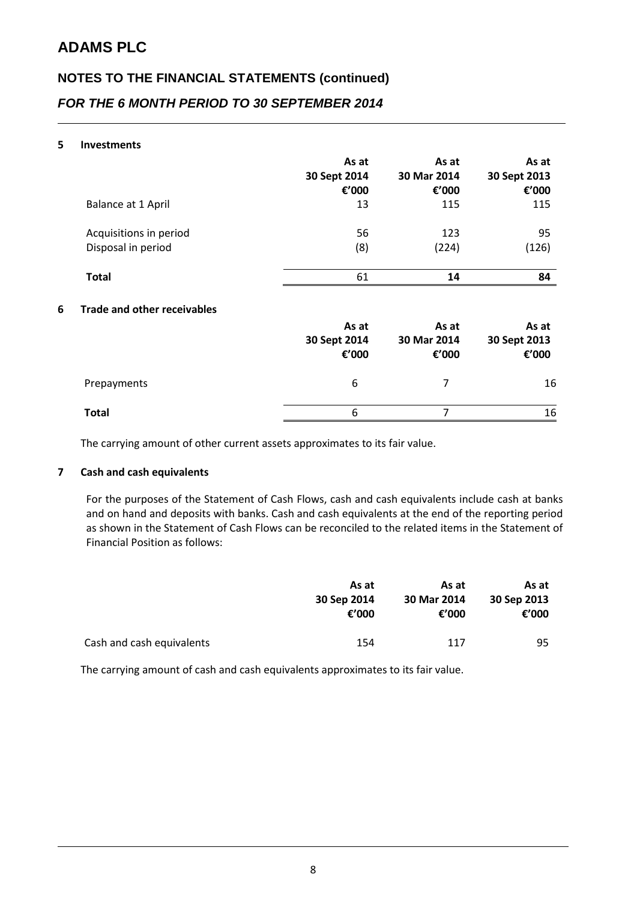# ADAMS PLC

## NOTES TO THE FINANCIAL STATEMENTS (continued)

### *FOR THE 6 MONTH PERIOD TO 30 SEPTEMBER 2014*

**5 Investments**

| | As at 30 Sept 2014 €'000 | As at 30 Mar 2014 €'000 | As at 30 Sept 2013 €'000 |
|---|---|---|---|
| Balance at 1 April | 13 | 115 | 115 |
| Acquisitions in period | 56 | 123 | 95 |
| Disposal in period | (8) | (224) | (126) |
| **Total** | 61 | **14** | **84** |

**6 Trade and other receivables**

| | As at 30 Sept 2014 €'000 | As at 30 Mar 2014 €'000 | As at 30 Sept 2013 €'000 |
|---|---|---|---|
| Prepayments | 6 | 7 | 16 |
| **Total** | 6 | 7 | 16 |

The carrying amount of other current assets approximates to its fair value.

**7 Cash and cash equivalents**

For the purposes of the Statement of Cash Flows, cash and cash equivalents include cash at banks and on hand and deposits with banks. Cash and cash equivalents at the end of the reporting period as shown in the Statement of Cash Flows can be reconciled to the related items in the Statement of Financial Position as follows:

| | As at 30 Sep 2014 €'000 | As at 30 Mar 2014 €'000 | As at 30 Sep 2013 €'000 |
|---|---|---|---|
| Cash and cash equivalents | 154 | 117 | 95 |

The carrying amount of cash and cash equivalents approximates to its fair value.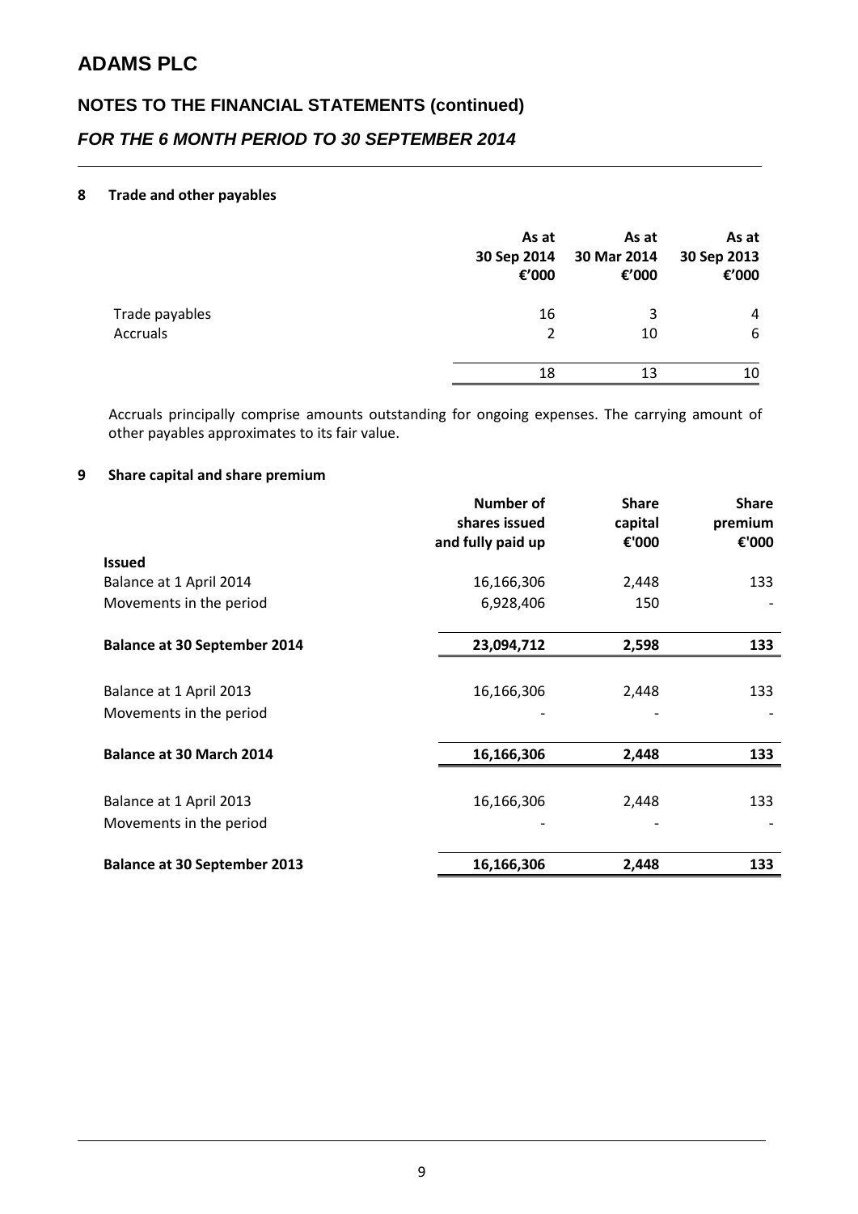# ADAMS PLC

## NOTES TO THE FINANCIAL STATEMENTS (continued)

### *FOR THE 6 MONTH PERIOD TO 30 SEPTEMBER 2014*

**8 Trade and other payables**

| | As at 30 Sep 2014 €'000 | As at 30 Mar 2014 €'000 | As at 30 Sep 2013 €'000 |
|---|---|---|---|
| Trade payables | 16 | 3 | 4 |
| Accruals | 2 | 10 | 6 |
| | 18 | 13 | 10 |

Accruals principally comprise amounts outstanding for ongoing expenses. The carrying amount of other payables approximates to its fair value.

**9 Share capital and share premium**

| | Number of shares issued and fully paid up | Share capital €'000 | Share premium €'000 |
|---|---|---|---|
| **Issued** | | | |
| Balance at 1 April 2014 | 16,166,306 | 2,448 | 133 |
| Movements in the period | 6,928,406 | 150 | - |
| **Balance at 30 September 2014** | **23,094,712** | **2,598** | **133** |
| Balance at 1 April 2013 | 16,166,306 | 2,448 | 133 |
| Movements in the period | - | - | - |
| **Balance at 30 March 2014** | **16,166,306** | **2,448** | **133** |
| Balance at 1 April 2013 | 16,166,306 | 2,448 | 133 |
| Movements in the period | - | - | - |
| **Balance at 30 September 2013** | **16,166,306** | **2,448** | **133** |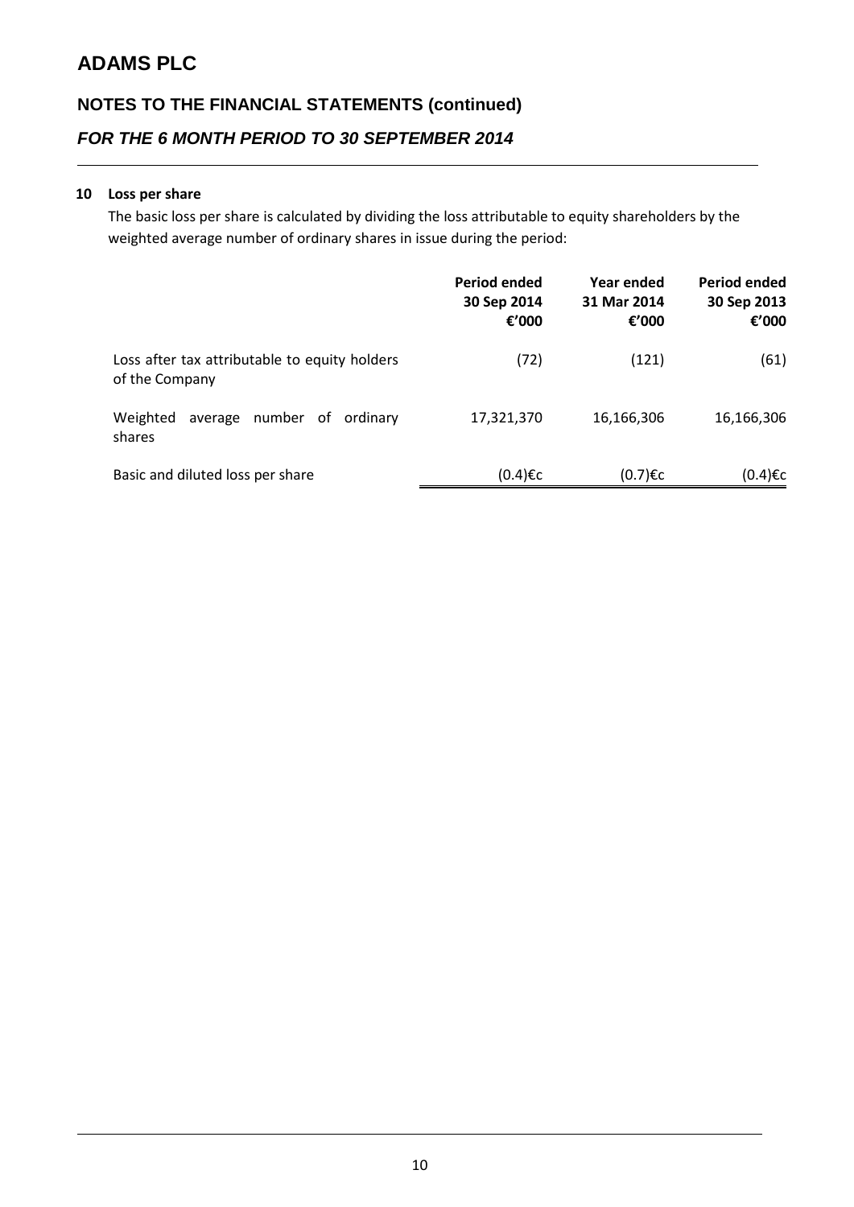# ADAMS PLC

## NOTES TO THE FINANCIAL STATEMENTS (continued)

### *FOR THE 6 MONTH PERIOD TO 30 SEPTEMBER 2014*

**10 Loss per share**

The basic loss per share is calculated by dividing the loss attributable to equity shareholders by the weighted average number of ordinary shares in issue during the period:

| | Period ended 30 Sep 2014 €'000 | Year ended 31 Mar 2014 €'000 | Period ended 30 Sep 2013 €'000 |
|---|---|---|---|
| Loss after tax attributable to equity holders of the Company | (72) | (121) | (61) |
| Weighted average number of ordinary shares | 17,321,370 | 16,166,306 | 16,166,306 |
| Basic and diluted loss per share | (0.4)€c | (0.7)€c | (0.4)€c |